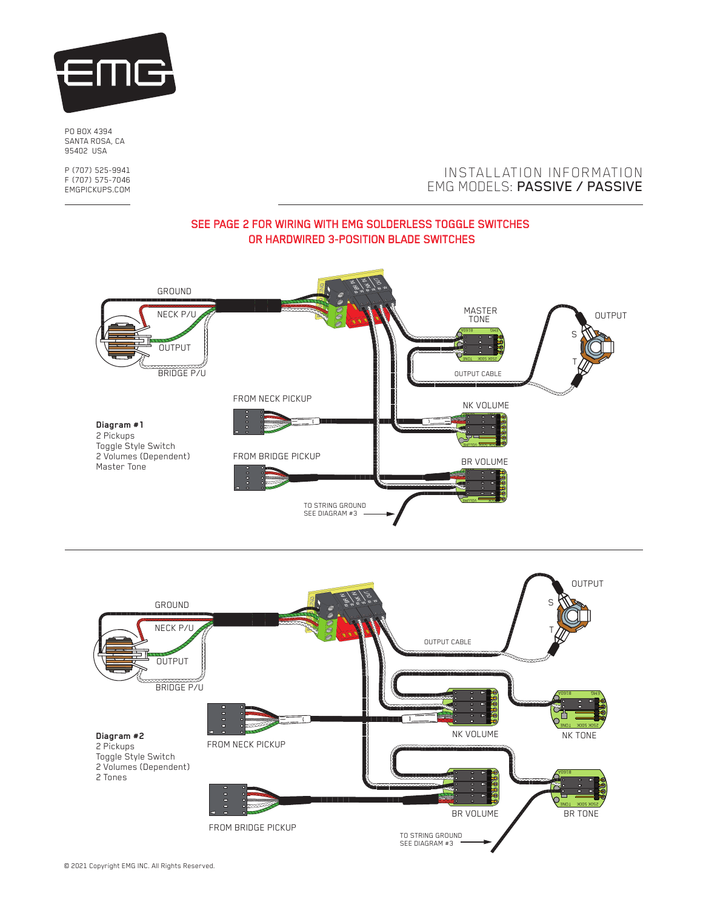PO BOX 4394
SANTA ROSA, CA
95402 USA

P (707) 525-9941
F (707) 575-7046
EMGPICKUPS.COM

# INSTALLATION INFORMATION
## EMG MODELS: **PASSIVE / PASSIVE**

**SEE PAGE 2 FOR WIRING WITH EMG SOLDERLESS TOGGLE SWITCHES OR HARDWIRED 3-POSITION BLADE SWITCHES**

GROUND

NECK P/U

OUTPUT

BRIDGE P/U

MASTER TONE

OUTPUT

S

T

OUTPUT CABLE

FROM NECK PICKUP

NK VOLUME

FROM BRIDGE PICKUP

BR VOLUME

TO STRING GROUND
SEE DIAGRAM #3

**Diagram #1**
2 Pickups
Toggle Style Switch
2 Volumes (Dependent)
Master Tone

OUTPUT

S

GROUND

NECK P/U

T

OUTPUT CABLE

OUTPUT

BRIDGE P/U

FROM NECK PICKUP

NK VOLUME

NK TONE

**Diagram #2**
2 Pickups
Toggle Style Switch
2 Volumes (Dependent)
2 Tones

BR VOLUME

BR TONE

FROM BRIDGE PICKUP

TO STRING GROUND
SEE DIAGRAM #3

© 2021 Copyright EMG INC. All Rights Reserved.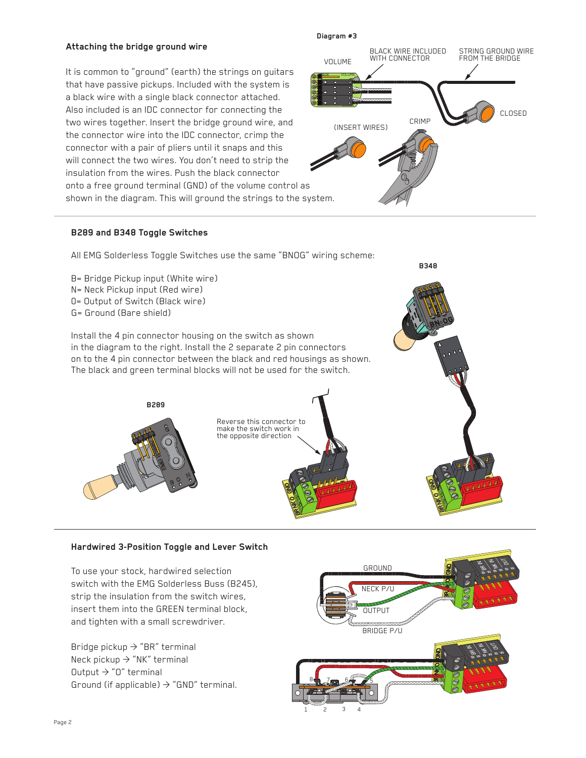### Attaching the bridge ground wire

It is common to "ground" (earth) the strings on guitars that have passive pickups. Included with the system is a black wire with a single black connector attached. Also included is an IDC connector for connecting the two wires together. Insert the bridge ground wire, and the connector wire into the IDC connector, crimp the connector with a pair of pliers until it snaps and this will connect the two wires. You don't need to strip the insulation from the wires. Push the black connector onto a free ground terminal (GND) of the volume control as shown in the diagram. This will ground the strings to the system.

**Diagram #3**

VOLUME

BLACK WIRE INCLUDED WITH CONNECTOR

STRING GROUND WIRE FROM THE BRIDGE

CLOSED

CRIMP

(INSERT WIRES)

### B289 and B348 Toggle Switches

All EMG Solderless Toggle Switches use the same "BNOG" wiring scheme:

B= Bridge Pickup input (White wire)
N= Neck Pickup input (Red wire)
O= Output of Switch (Black wire)
G= Ground (Bare shield)

Install the 4 pin connector housing on the switch as shown in the diagram to the right. Install the 2 separate 2 pin connectors on to the 4 pin connector between the black and red housings as shown. The black and green terminal blocks will not be used for the switch.

B348

B289

Reverse this connector to make the switch work in the opposite direction

### Hardwired 3-Position Toggle and Lever Switch

To use your stock, hardwired selection switch with the EMG Solderless Buss (B245), strip the insulation from the switch wires, insert them into the GREEN terminal block, and tighten with a small screwdriver.

Bridge pickup → "BR" terminal
Neck pickup → "NK" terminal
Output → "O" terminal
Ground (if applicable) → "GND" terminal.

GROUND

NECK P/U

OUTPUT

BRIDGE P/U